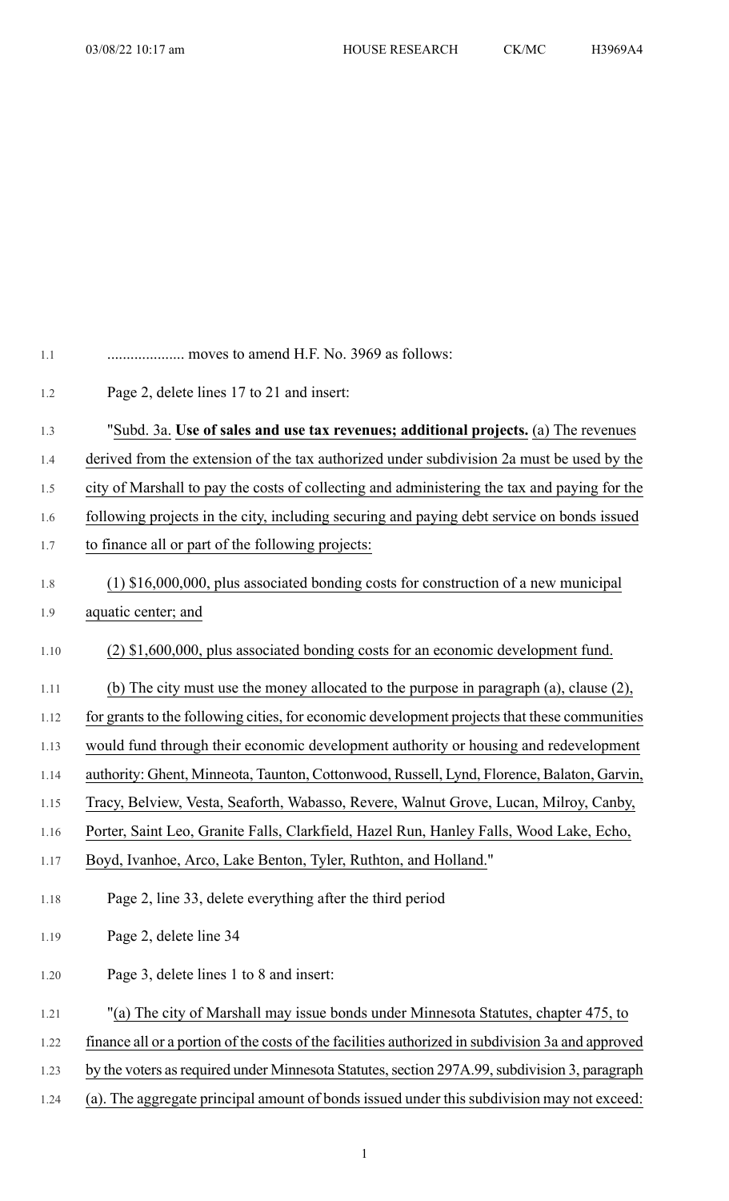.................... moves to amend H.F. No. 3969 as follows:

Page 2, delete lines 17 to 21 and insert:

"Subd. 3a. **Use of sales and use tax revenues; additional projects.** (a) The revenues derived from the extension of the tax authorized under subdivision 2a must be used by the city of Marshall to pay the costs of collecting and administering the tax and paying for the following projects in the city, including securing and paying debt service on bonds issued to finance all or part of the following projects:

(1) $16,000,000, plus associated bonding costs for construction of a new municipal aquatic center; and

(2) $1,600,000, plus associated bonding costs for an economic development fund.

(b) The city must use the money allocated to the purpose in paragraph (a), clause (2), for grants to the following cities, for economic development projects that these communities would fund through their economic development authority or housing and redevelopment authority: Ghent, Minneota, Taunton, Cottonwood, Russell, Lynd, Florence, Balaton, Garvin, Tracy, Belview, Vesta, Seaforth, Wabasso, Revere, Walnut Grove, Lucan, Milroy, Canby, Porter, Saint Leo, Granite Falls, Clarkfield, Hazel Run, Hanley Falls, Wood Lake, Echo, Boyd, Ivanhoe, Arco, Lake Benton, Tyler, Ruthton, and Holland."

Page 2, line 33, delete everything after the third period

Page 2, delete line 34

Page 3, delete lines 1 to 8 and insert:

"(a) The city of Marshall may issue bonds under Minnesota Statutes, chapter 475, to finance all or a portion of the costs of the facilities authorized in subdivision 3a and approved by the voters as required under Minnesota Statutes, section 297A.99, subdivision 3, paragraph (a). The aggregate principal amount of bonds issued under this subdivision may not exceed: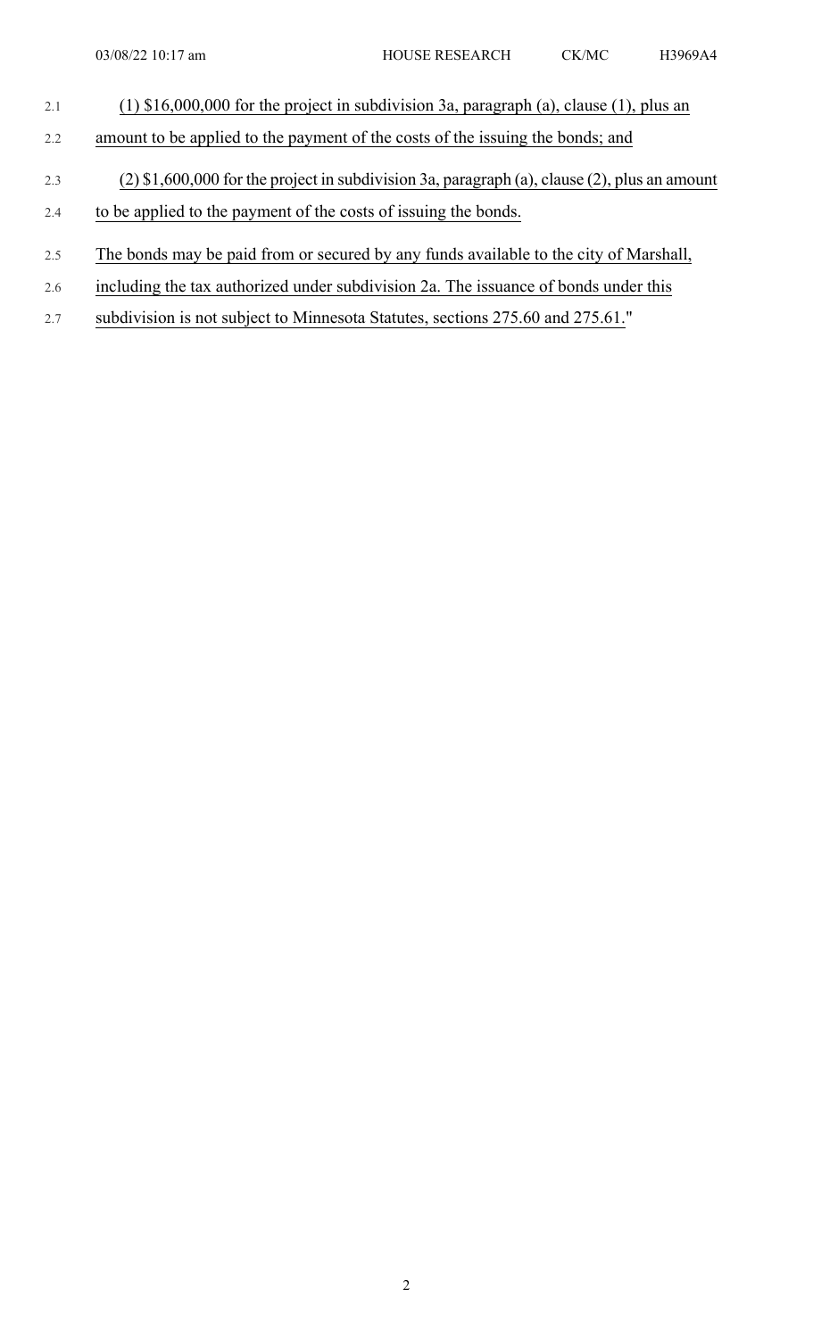(1) $16,000,000 for the project in subdivision 3a, paragraph (a), clause (1), plus an amount to be applied to the payment of the costs of the issuing the bonds; and

(2) $1,600,000 for the project in subdivision 3a, paragraph (a), clause (2), plus an amount to be applied to the payment of the costs of issuing the bonds.

The bonds may be paid from or secured by any funds available to the city of Marshall, including the tax authorized under subdivision 2a. The issuance of bonds under this subdivision is not subject to Minnesota Statutes, sections 275.60 and 275.61."